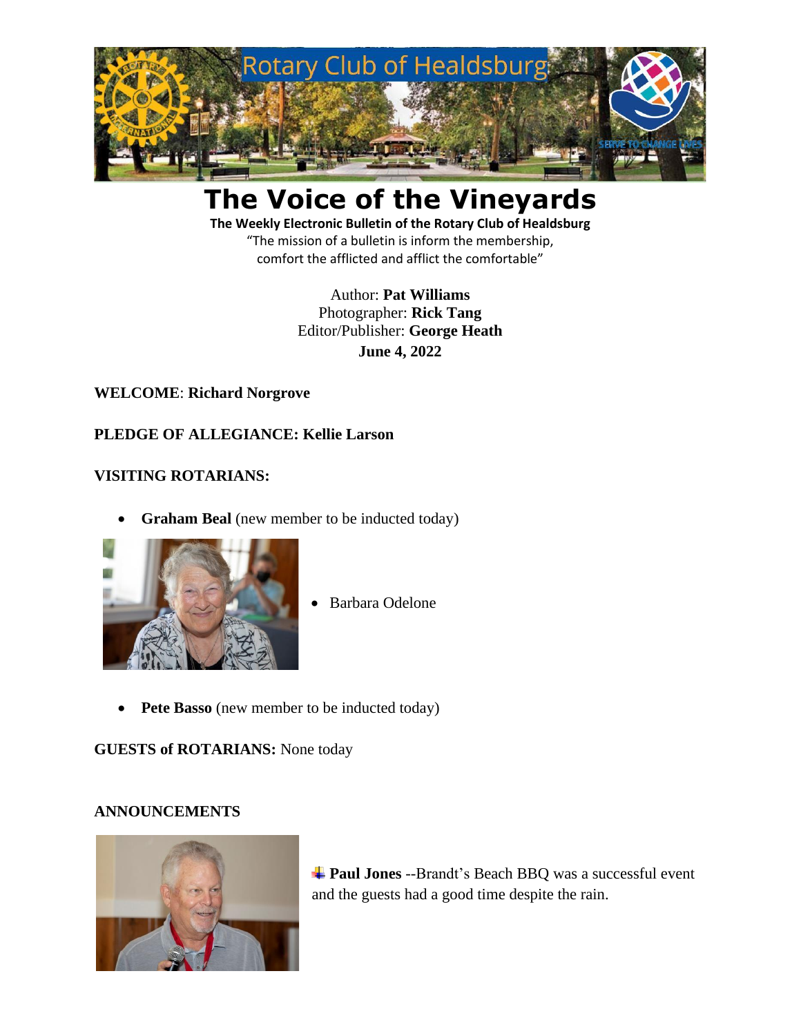Rotary Club of Healdsburg

# The Voice of the Vineyards

**The Weekly Electronic Bulletin of the Rotary Club of Healdsburg**

"The mission of a bulletin is inform the membership,
comfort the afflicted and afflict the comfortable"

Author: **Pat Williams**
Photographer: **Rick Tang**
Editor/Publisher: **George Heath**
**June 4, 2022**

**WELCOME**: **Richard Norgrove**

**PLEDGE OF ALLEGIANCE: Kellie Larson**

**VISITING ROTARIANS:**

- **Graham Beal** (new member to be inducted today)
- Barbara Odelone
- **Pete Basso** (new member to be inducted today)

**GUESTS of ROTARIANS:** None today

**ANNOUNCEMENTS**

**Paul Jones** --Brandt's Beach BBQ was a successful event and the guests had a good time despite the rain.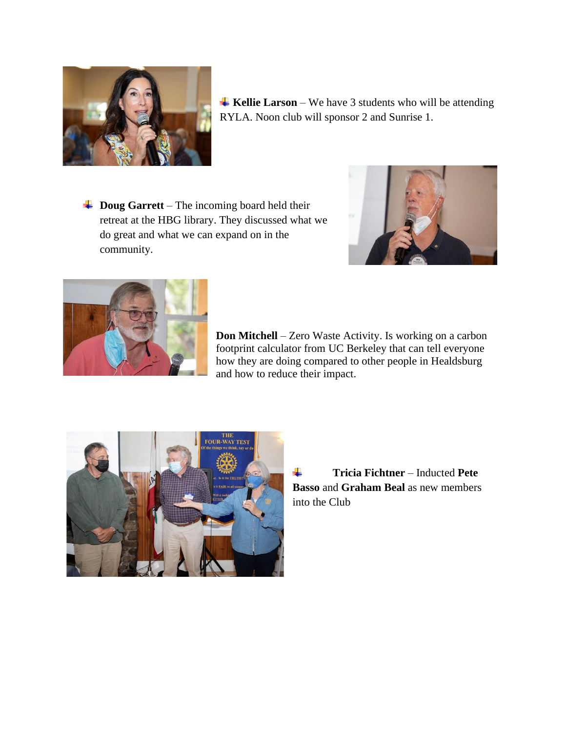- **Kellie Larson** – We have 3 students who will be attending RYLA. Noon club will sponsor 2 and Sunrise 1.

- **Doug Garrett** – The incoming board held their retreat at the HBG library. They discussed what we do great and what we can expand on in the community.

**Don Mitchell** – Zero Waste Activity. Is working on a carbon footprint calculator from UC Berkeley that can tell everyone how they are doing compared to other people in Healdsburg and how to reduce their impact.

- **Tricia Fichtner** – Inducted **Pete Basso** and **Graham Beal** as new members into the Club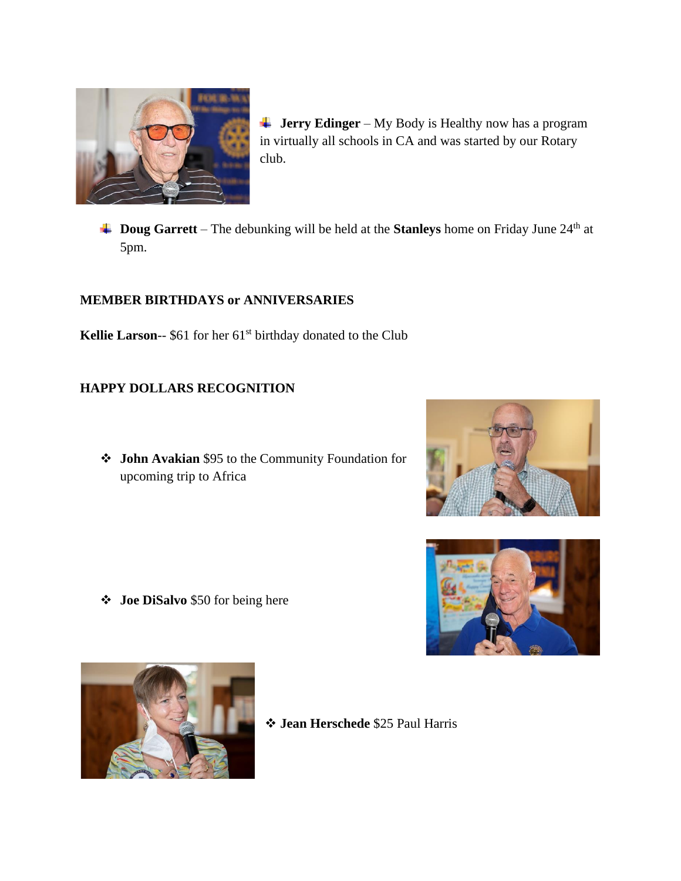- **Jerry Edinger** – My Body is Healthy now has a program in virtually all schools in CA and was started by our Rotary club.

- **Doug Garrett** – The debunking will be held at the **Stanleys** home on Friday June 24th at 5pm.

**MEMBER BIRTHDAYS or ANNIVERSARIES**

**Kellie Larson**-- $61 for her 61st birthday donated to the Club

**HAPPY DOLLARS RECOGNITION**

- **John Avakian** $95 to the Community Foundation for upcoming trip to Africa

- **Joe DiSalvo** $50 for being here

- **Jean Herschede** $25 Paul Harris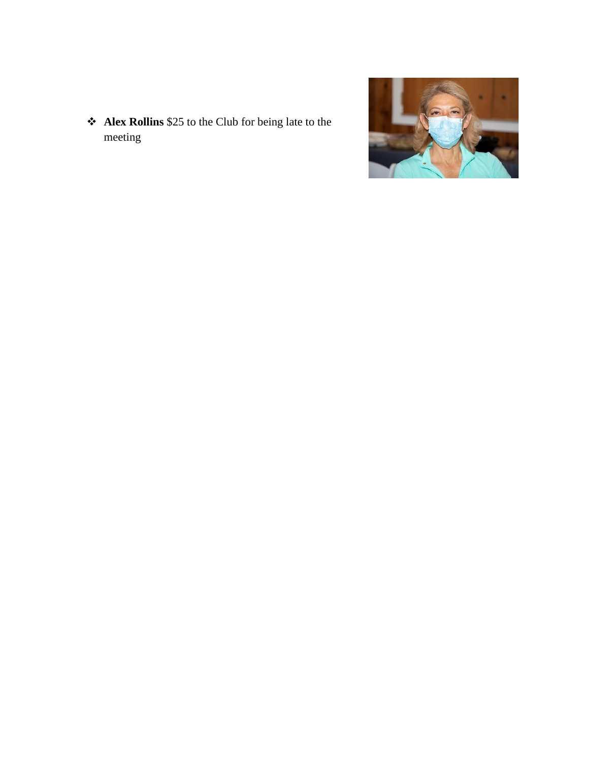- **Alex Rollins** $25 to the Club for being late to the meeting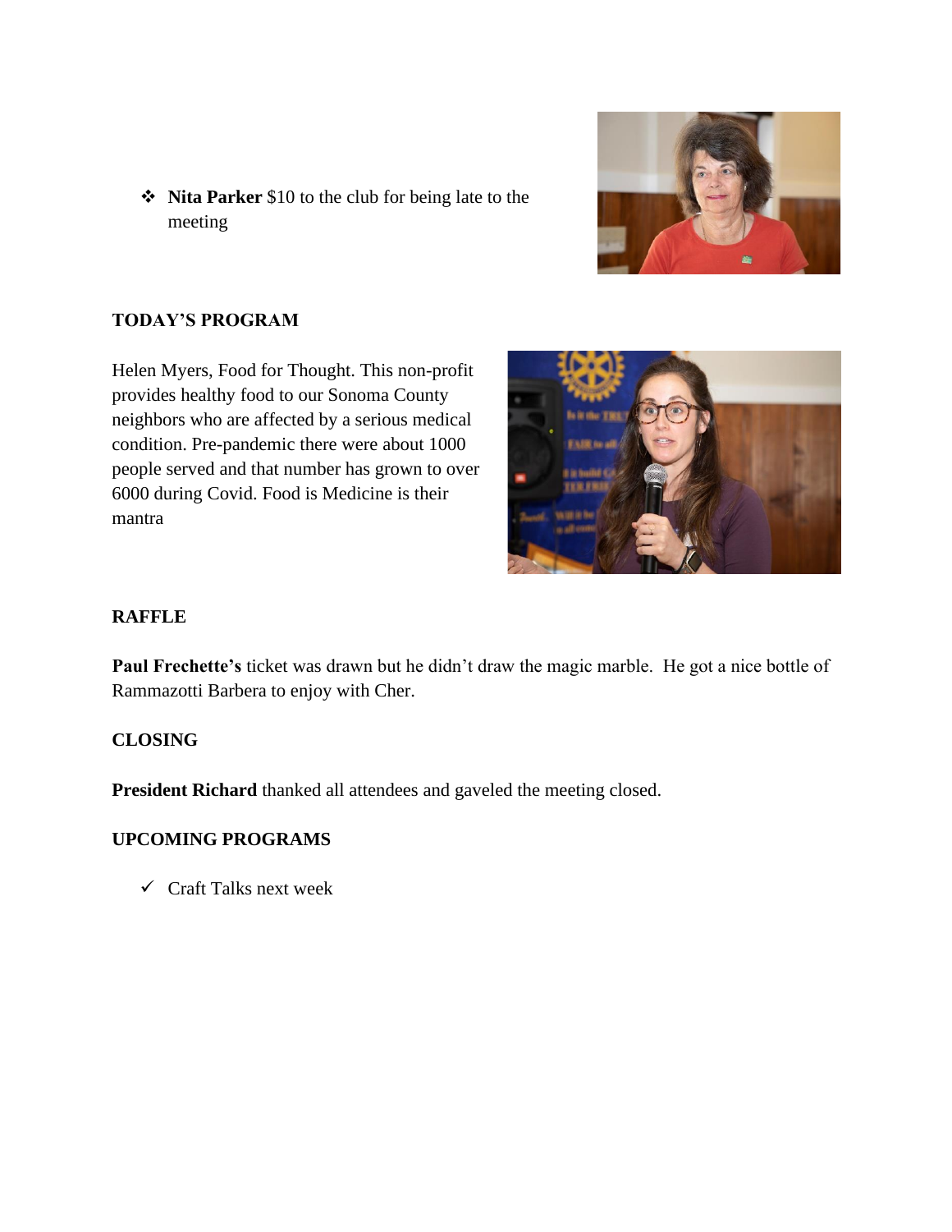- **Nita Parker** $10 to the club for being late to the meeting

**TODAY'S PROGRAM**

Helen Myers, Food for Thought. This non-profit provides healthy food to our Sonoma County neighbors who are affected by a serious medical condition. Pre-pandemic there were about 1000 people served and that number has grown to over 6000 during Covid. Food is Medicine is their mantra

**RAFFLE**

**Paul Frechette's** ticket was drawn but he didn't draw the magic marble. He got a nice bottle of Rammazotti Barbera to enjoy with Cher.

**CLOSING**

**President Richard** thanked all attendees and gaveled the meeting closed.

**UPCOMING PROGRAMS**

- ✓ Craft Talks next week